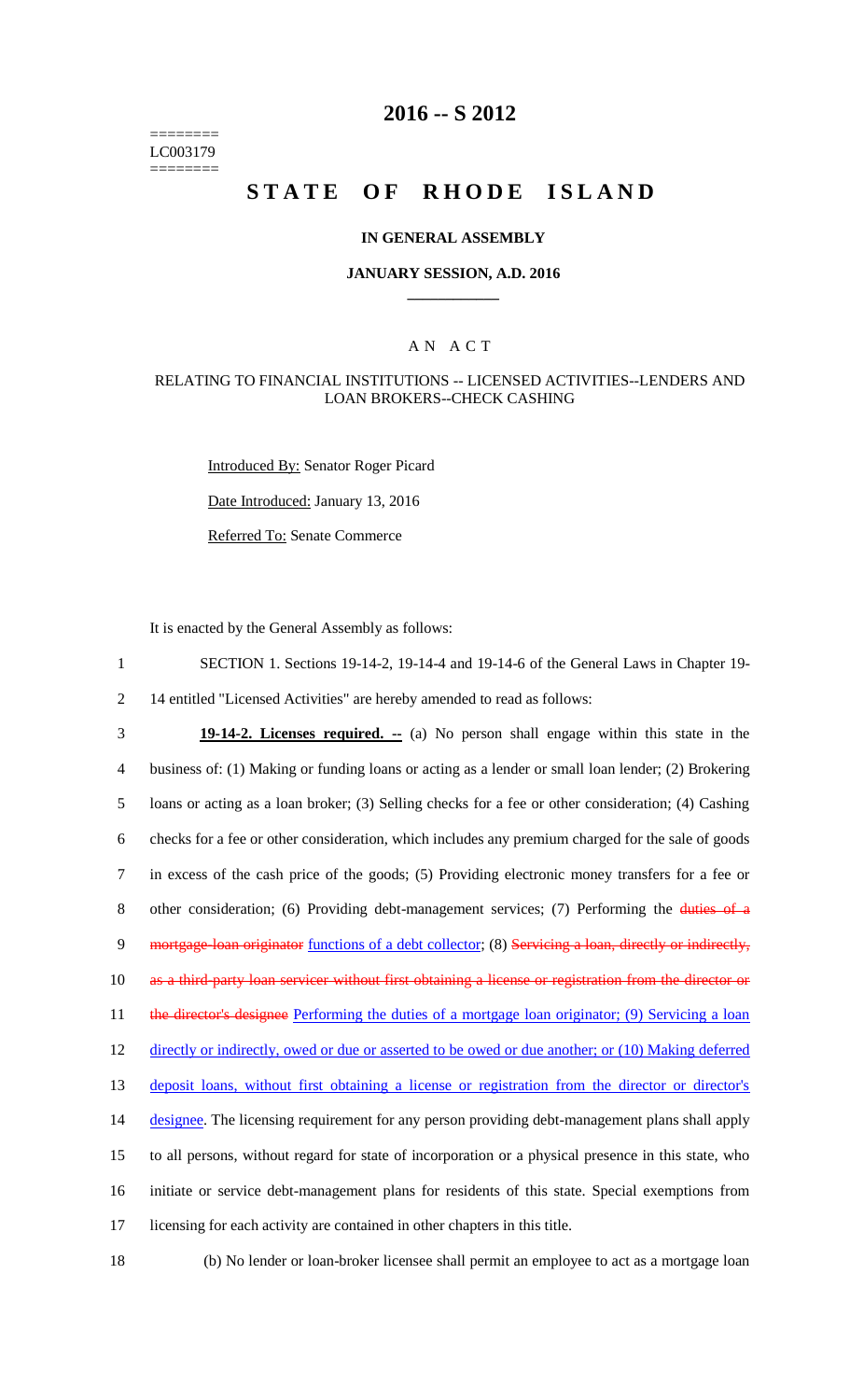========
LC003179
========

# 2016 -- S 2012

# STATE OF RHODE ISLAND

## IN GENERAL ASSEMBLY

### JANUARY SESSION, A.D. 2016

## A N A C T

### RELATING TO FINANCIAL INSTITUTIONS -- LICENSED ACTIVITIES--LENDERS AND LOAN BROKERS--CHECK CASHING

Introduced By: Senator Roger Picard

Date Introduced: January 13, 2016

Referred To: Senate Commerce

It is enacted by the General Assembly as follows:

1 SECTION 1. Sections 19-14-2, 19-14-4 and 19-14-6 of the General Laws in Chapter 19-
2 14 entitled "Licensed Activities" are hereby amended to read as follows:

3 **19-14-2. Licenses required. --** (a) No person shall engage within this state in the
4 business of: (1) Making or funding loans or acting as a lender or small loan lender; (2) Brokering
5 loans or acting as a loan broker; (3) Selling checks for a fee or other consideration; (4) Cashing
6 checks for a fee or other consideration, which includes any premium charged for the sale of goods
7 in excess of the cash price of the goods; (5) Providing electronic money transfers for a fee or
8 other consideration; (6) Providing debt-management services; (7) Performing the ~~duties of a~~
9 ~~mortgage-loan originator~~ functions of a debt collector; (8) ~~Servicing a loan, directly or indirectly,~~
10 ~~as a third-party loan servicer without first obtaining a license or registration from the director or~~
11 ~~the director's designee~~ Performing the duties of a mortgage loan originator; (9) Servicing a loan
12 directly or indirectly, owed or due or asserted to be owed or due another; or (10) Making deferred
13 deposit loans, without first obtaining a license or registration from the director or director's
14 designee. The licensing requirement for any person providing debt-management plans shall apply
15 to all persons, without regard for state of incorporation or a physical presence in this state, who
16 initiate or service debt-management plans for residents of this state. Special exemptions from
17 licensing for each activity are contained in other chapters in this title.

18 (b) No lender or loan-broker licensee shall permit an employee to act as a mortgage loan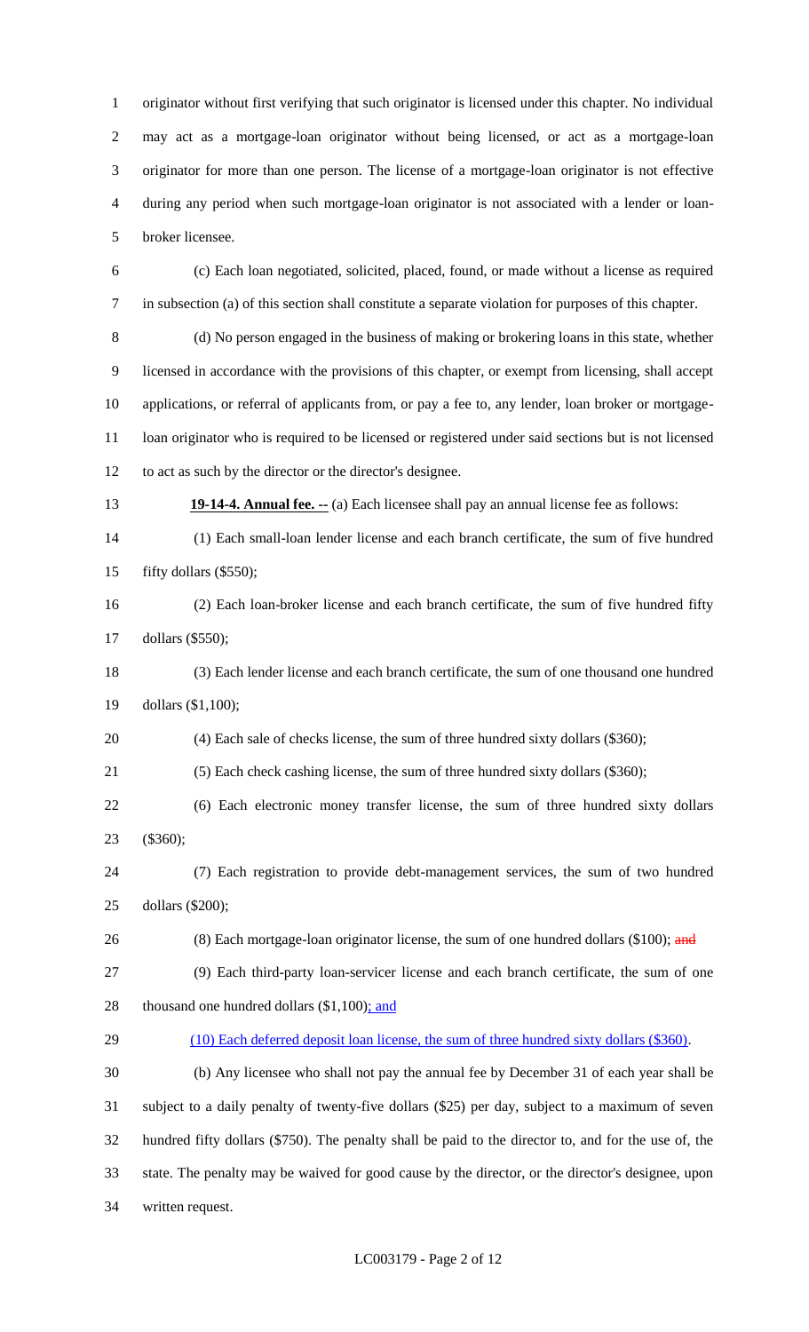originator without first verifying that such originator is licensed under this chapter. No individual may act as a mortgage-loan originator without being licensed, or act as a mortgage-loan originator for more than one person. The license of a mortgage-loan originator is not effective during any period when such mortgage-loan originator is not associated with a lender or loan-broker licensee.

(c) Each loan negotiated, solicited, placed, found, or made without a license as required in subsection (a) of this section shall constitute a separate violation for purposes of this chapter.

(d) No person engaged in the business of making or brokering loans in this state, whether licensed in accordance with the provisions of this chapter, or exempt from licensing, shall accept applications, or referral of applicants from, or pay a fee to, any lender, loan broker or mortgage-loan originator who is required to be licensed or registered under said sections but is not licensed to act as such by the director or the director's designee.

**19-14-4. Annual fee. --** (a) Each licensee shall pay an annual license fee as follows:

(1) Each small-loan lender license and each branch certificate, the sum of five hundred fifty dollars ($550);

(2) Each loan-broker license and each branch certificate, the sum of five hundred fifty dollars ($550);

(3) Each lender license and each branch certificate, the sum of one thousand one hundred dollars ($1,100);

(4) Each sale of checks license, the sum of three hundred sixty dollars ($360);

(5) Each check cashing license, the sum of three hundred sixty dollars ($360);

(6) Each electronic money transfer license, the sum of three hundred sixty dollars ($360);

(7) Each registration to provide debt-management services, the sum of two hundred dollars ($200);

(8) Each mortgage-loan originator license, the sum of one hundred dollars ($100); ~~and~~

(9) Each third-party loan-servicer license and each branch certificate, the sum of one thousand one hundred dollars ($1,100); and

(10) Each deferred deposit loan license, the sum of three hundred sixty dollars ($360).

(b) Any licensee who shall not pay the annual fee by December 31 of each year shall be subject to a daily penalty of twenty-five dollars ($25) per day, subject to a maximum of seven hundred fifty dollars ($750). The penalty shall be paid to the director to, and for the use of, the state. The penalty may be waived for good cause by the director, or the director's designee, upon written request.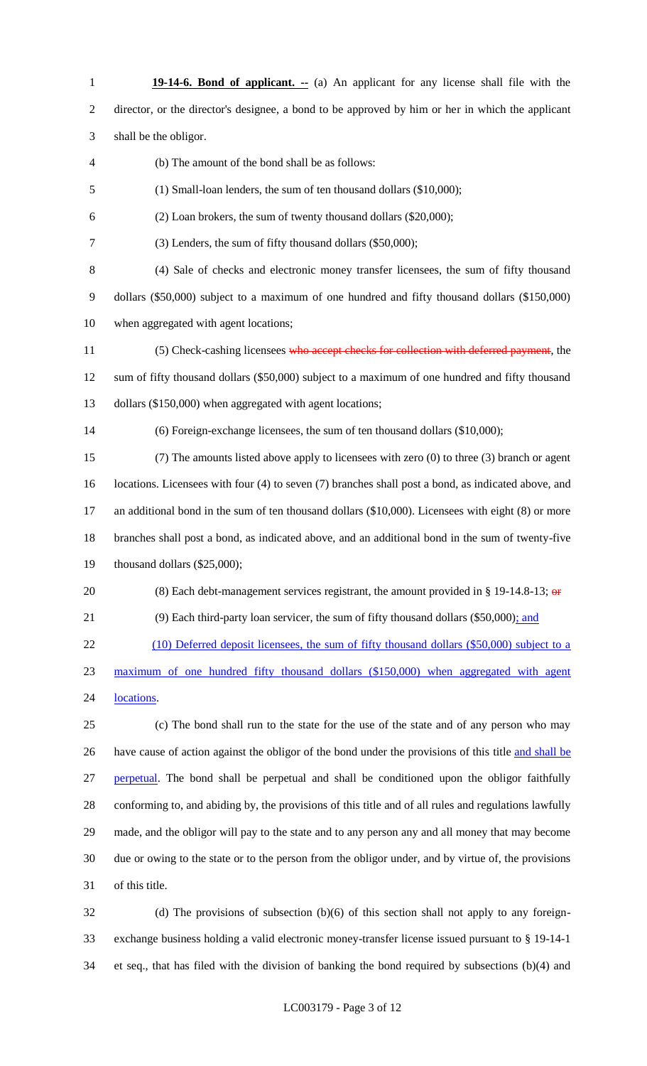**19-14-6. Bond of applicant. --** (a) An applicant for any license shall file with the director, or the director's designee, a bond to be approved by him or her in which the applicant shall be the obligor.

(b) The amount of the bond shall be as follows:

(1) Small-loan lenders, the sum of ten thousand dollars ($10,000);

(2) Loan brokers, the sum of twenty thousand dollars ($20,000);

(3) Lenders, the sum of fifty thousand dollars ($50,000);

(4) Sale of checks and electronic money transfer licensees, the sum of fifty thousand dollars ($50,000) subject to a maximum of one hundred and fifty thousand dollars ($150,000) when aggregated with agent locations;

(5) Check-cashing licensees ~~who accept checks for collection with deferred payment~~, the sum of fifty thousand dollars ($50,000) subject to a maximum of one hundred and fifty thousand dollars ($150,000) when aggregated with agent locations;

(6) Foreign-exchange licensees, the sum of ten thousand dollars ($10,000);

(7) The amounts listed above apply to licensees with zero (0) to three (3) branch or agent locations. Licensees with four (4) to seven (7) branches shall post a bond, as indicated above, and an additional bond in the sum of ten thousand dollars ($10,000). Licensees with eight (8) or more branches shall post a bond, as indicated above, and an additional bond in the sum of twenty-five thousand dollars ($25,000);

(8) Each debt-management services registrant, the amount provided in § 19-14.8-13; ~~or~~

(9) Each third-party loan servicer, the sum of fifty thousand dollars ($50,000); and

(10) Deferred deposit licensees, the sum of fifty thousand dollars ($50,000) subject to a maximum of one hundred fifty thousand dollars ($150,000) when aggregated with agent locations.

(c) The bond shall run to the state for the use of the state and of any person who may have cause of action against the obligor of the bond under the provisions of this title and shall be perpetual. The bond shall be perpetual and shall be conditioned upon the obligor faithfully conforming to, and abiding by, the provisions of this title and of all rules and regulations lawfully made, and the obligor will pay to the state and to any person any and all money that may become due or owing to the state or to the person from the obligor under, and by virtue of, the provisions of this title.

(d) The provisions of subsection (b)(6) of this section shall not apply to any foreign-exchange business holding a valid electronic money-transfer license issued pursuant to § 19-14-1 et seq., that has filed with the division of banking the bond required by subsections (b)(4) and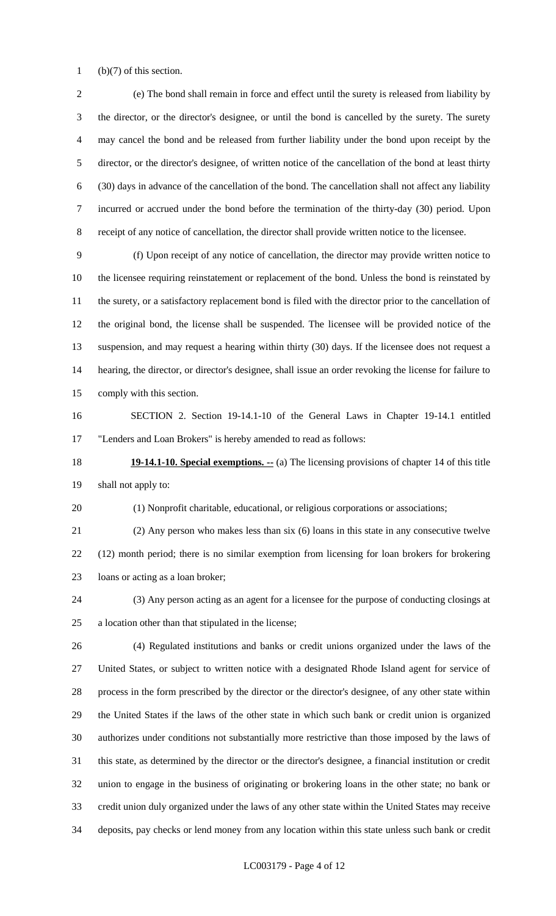(b)(7) of this section.

(e) The bond shall remain in force and effect until the surety is released from liability by the director, or the director's designee, or until the bond is cancelled by the surety. The surety may cancel the bond and be released from further liability under the bond upon receipt by the director, or the director's designee, of written notice of the cancellation of the bond at least thirty (30) days in advance of the cancellation of the bond. The cancellation shall not affect any liability incurred or accrued under the bond before the termination of the thirty-day (30) period. Upon receipt of any notice of cancellation, the director shall provide written notice to the licensee.

(f) Upon receipt of any notice of cancellation, the director may provide written notice to the licensee requiring reinstatement or replacement of the bond. Unless the bond is reinstated by the surety, or a satisfactory replacement bond is filed with the director prior to the cancellation of the original bond, the license shall be suspended. The licensee will be provided notice of the suspension, and may request a hearing within thirty (30) days. If the licensee does not request a hearing, the director, or director's designee, shall issue an order revoking the license for failure to comply with this section.

SECTION 2. Section 19-14.1-10 of the General Laws in Chapter 19-14.1 entitled "Lenders and Loan Brokers" is hereby amended to read as follows:

**19-14.1-10. Special exemptions. --** (a) The licensing provisions of chapter 14 of this title shall not apply to:

(1) Nonprofit charitable, educational, or religious corporations or associations;

(2) Any person who makes less than six (6) loans in this state in any consecutive twelve (12) month period; there is no similar exemption from licensing for loan brokers for brokering loans or acting as a loan broker;

(3) Any person acting as an agent for a licensee for the purpose of conducting closings at a location other than that stipulated in the license;

(4) Regulated institutions and banks or credit unions organized under the laws of the United States, or subject to written notice with a designated Rhode Island agent for service of process in the form prescribed by the director or the director's designee, of any other state within the United States if the laws of the other state in which such bank or credit union is organized authorizes under conditions not substantially more restrictive than those imposed by the laws of this state, as determined by the director or the director's designee, a financial institution or credit union to engage in the business of originating or brokering loans in the other state; no bank or credit union duly organized under the laws of any other state within the United States may receive deposits, pay checks or lend money from any location within this state unless such bank or credit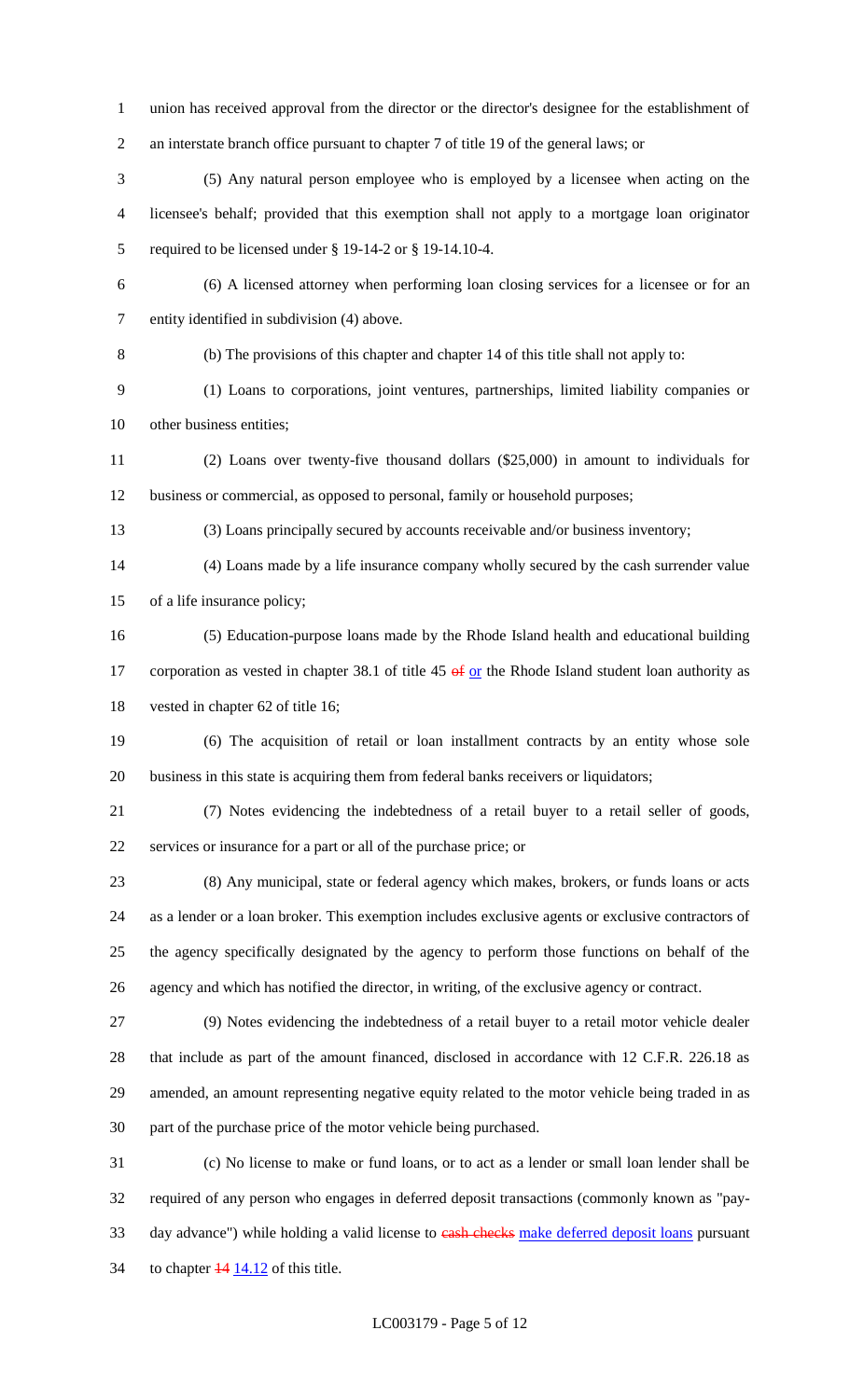union has received approval from the director or the director's designee for the establishment of an interstate branch office pursuant to chapter 7 of title 19 of the general laws; or

(5) Any natural person employee who is employed by a licensee when acting on the licensee's behalf; provided that this exemption shall not apply to a mortgage loan originator required to be licensed under § 19-14-2 or § 19-14.10-4.

(6) A licensed attorney when performing loan closing services for a licensee or for an entity identified in subdivision (4) above.

(b) The provisions of this chapter and chapter 14 of this title shall not apply to:

(1) Loans to corporations, joint ventures, partnerships, limited liability companies or other business entities;

(2) Loans over twenty-five thousand dollars ($25,000) in amount to individuals for business or commercial, as opposed to personal, family or household purposes;

(3) Loans principally secured by accounts receivable and/or business inventory;

(4) Loans made by a life insurance company wholly secured by the cash surrender value of a life insurance policy;

(5) Education-purpose loans made by the Rhode Island health and educational building corporation as vested in chapter 38.1 of title 45 ~~of~~ or the Rhode Island student loan authority as vested in chapter 62 of title 16;

(6) The acquisition of retail or loan installment contracts by an entity whose sole business in this state is acquiring them from federal banks receivers or liquidators;

(7) Notes evidencing the indebtedness of a retail buyer to a retail seller of goods, services or insurance for a part or all of the purchase price; or

(8) Any municipal, state or federal agency which makes, brokers, or funds loans or acts as a lender or a loan broker. This exemption includes exclusive agents or exclusive contractors of the agency specifically designated by the agency to perform those functions on behalf of the agency and which has notified the director, in writing, of the exclusive agency or contract.

(9) Notes evidencing the indebtedness of a retail buyer to a retail motor vehicle dealer that include as part of the amount financed, disclosed in accordance with 12 C.F.R. 226.18 as amended, an amount representing negative equity related to the motor vehicle being traded in as part of the purchase price of the motor vehicle being purchased.

(c) No license to make or fund loans, or to act as a lender or small loan lender shall be required of any person who engages in deferred deposit transactions (commonly known as "pay-day advance") while holding a valid license to ~~cash checks~~ make deferred deposit loans pursuant to chapter ~~14~~ 14.12 of this title.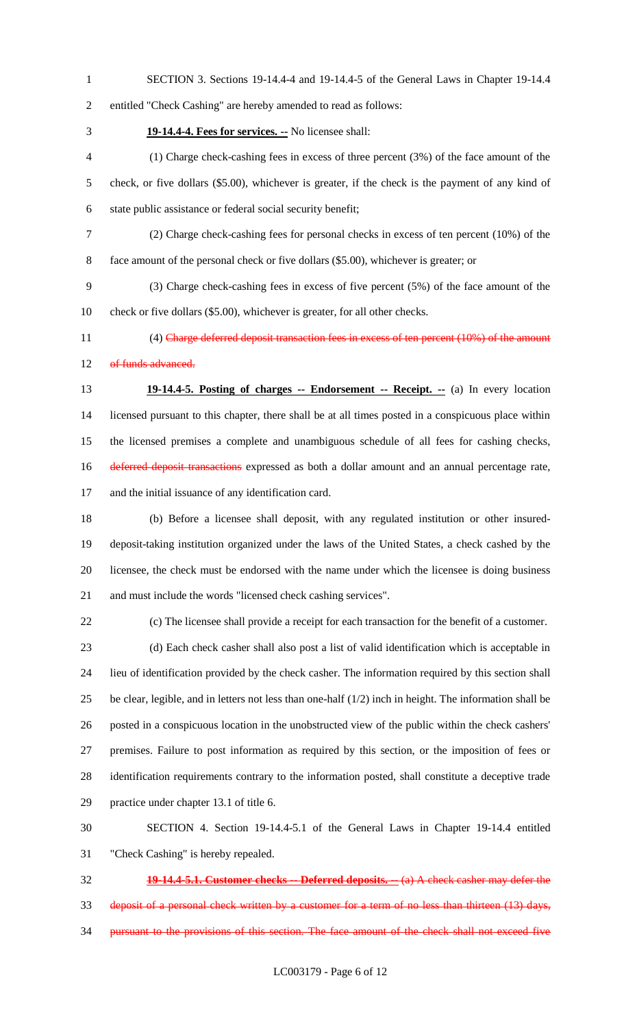SECTION 3. Sections 19-14.4-4 and 19-14.4-5 of the General Laws in Chapter 19-14.4 entitled "Check Cashing" are hereby amended to read as follows:

**19-14.4-4. Fees for services. --** No licensee shall:

(1) Charge check-cashing fees in excess of three percent (3%) of the face amount of the check, or five dollars ($5.00), whichever is greater, if the check is the payment of any kind of state public assistance or federal social security benefit;

(2) Charge check-cashing fees for personal checks in excess of ten percent (10%) of the face amount of the personal check or five dollars ($5.00), whichever is greater; or

(3) Charge check-cashing fees in excess of five percent (5%) of the face amount of the check or five dollars ($5.00), whichever is greater, for all other checks.

(4) ~~Charge deferred deposit transaction fees in excess of ten percent (10%) of the amount of funds advanced.~~

**19-14.4-5. Posting of charges -- Endorsement -- Receipt. --** (a) In every location licensed pursuant to this chapter, there shall be at all times posted in a conspicuous place within the licensed premises a complete and unambiguous schedule of all fees for cashing checks, ~~deferred deposit transactions~~ expressed as both a dollar amount and an annual percentage rate, and the initial issuance of any identification card.

(b) Before a licensee shall deposit, with any regulated institution or other insured-deposit-taking institution organized under the laws of the United States, a check cashed by the licensee, the check must be endorsed with the name under which the licensee is doing business and must include the words "licensed check cashing services".

(c) The licensee shall provide a receipt for each transaction for the benefit of a customer.

(d) Each check casher shall also post a list of valid identification which is acceptable in lieu of identification provided by the check casher. The information required by this section shall be clear, legible, and in letters not less than one-half (1/2) inch in height. The information shall be posted in a conspicuous location in the unobstructed view of the public within the check cashers' premises. Failure to post information as required by this section, or the imposition of fees or identification requirements contrary to the information posted, shall constitute a deceptive trade practice under chapter 13.1 of title 6.

SECTION 4. Section 19-14.4-5.1 of the General Laws in Chapter 19-14.4 entitled "Check Cashing" is hereby repealed.

~~**19-14.4-5.1. Customer checks -- Deferred deposits. --** (a) A check casher may defer the deposit of a personal check written by a customer for a term of no less than thirteen (13) days, pursuant to the provisions of this section. The face amount of the check shall not exceed five~~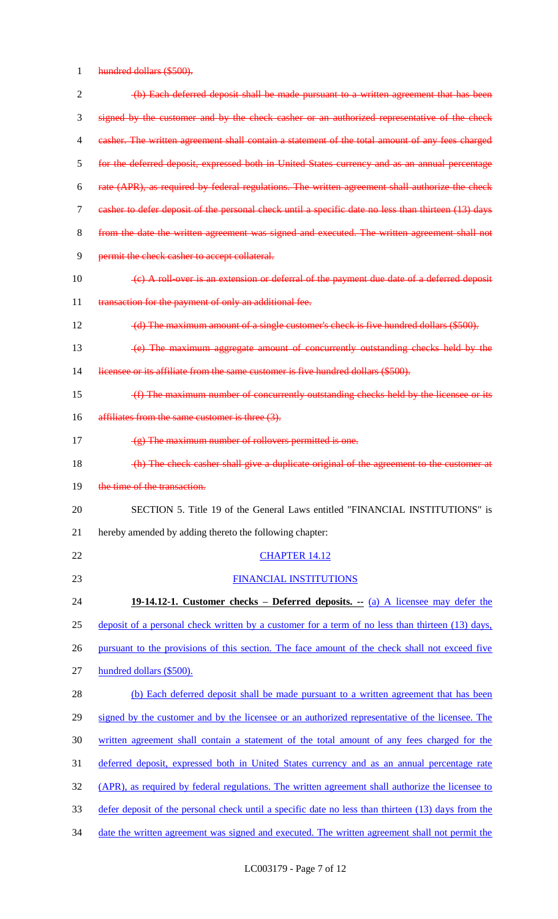~~hundred dollars ($500).~~

~~(b) Each deferred deposit shall be made pursuant to a written agreement that has been signed by the customer and by the check casher or an authorized representative of the check casher. The written agreement shall contain a statement of the total amount of any fees charged for the deferred deposit, expressed both in United States currency and as an annual percentage rate (APR), as required by federal regulations. The written agreement shall authorize the check casher to defer deposit of the personal check until a specific date no less than thirteen (13) days from the date the written agreement was signed and executed. The written agreement shall not permit the check casher to accept collateral.~~

~~(c) A roll-over is an extension or deferral of the payment due date of a deferred deposit transaction for the payment of only an additional fee.~~

~~(d) The maximum amount of a single customer's check is five hundred dollars ($500).~~

~~(e) The maximum aggregate amount of concurrently outstanding checks held by the licensee or its affiliate from the same customer is five hundred dollars ($500).~~

~~(f) The maximum number of concurrently outstanding checks held by the licensee or its affiliates from the same customer is three (3).~~

~~(g) The maximum number of rollovers permitted is one.~~

~~(h) The check casher shall give a duplicate original of the agreement to the customer at the time of the transaction.~~

SECTION 5. Title 19 of the General Laws entitled "FINANCIAL INSTITUTIONS" is hereby amended by adding thereto the following chapter:

<u>CHAPTER 14.12</u>

<u>FINANCIAL INSTITUTIONS</u>

**<u>19-14.12-1. Customer checks – Deferred deposits. --</u>** <u>(a) A licensee may defer the deposit of a personal check written by a customer for a term of no less than thirteen (13) days, pursuant to the provisions of this section. The face amount of the check shall not exceed five hundred dollars ($500).</u>

<u>(b) Each deferred deposit shall be made pursuant to a written agreement that has been signed by the customer and by the licensee or an authorized representative of the licensee. The written agreement shall contain a statement of the total amount of any fees charged for the deferred deposit, expressed both in United States currency and as an annual percentage rate (APR), as required by federal regulations. The written agreement shall authorize the licensee to defer deposit of the personal check until a specific date no less than thirteen (13) days from the date the written agreement was signed and executed. The written agreement shall not permit the</u>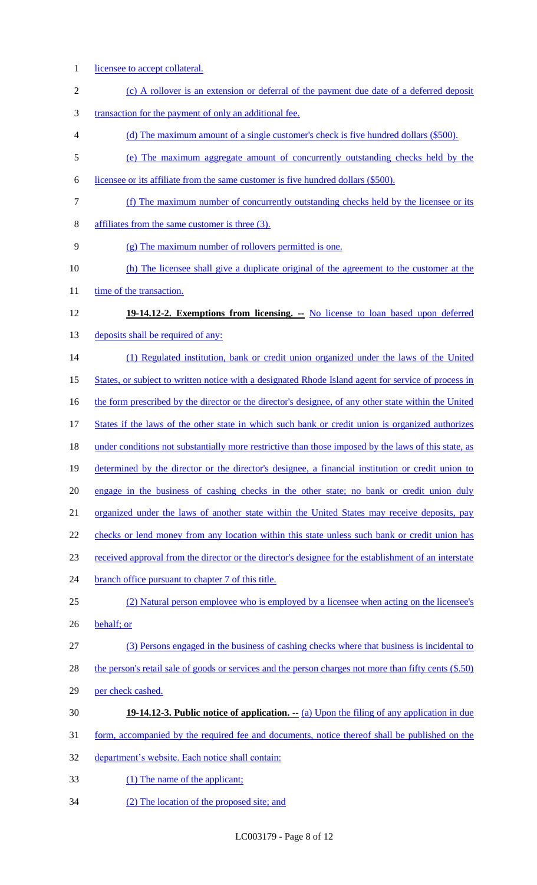licensee to accept collateral.

(c) A rollover is an extension or deferral of the payment due date of a deferred deposit transaction for the payment of only an additional fee.

(d) The maximum amount of a single customer's check is five hundred dollars ($500).

(e) The maximum aggregate amount of concurrently outstanding checks held by the licensee or its affiliate from the same customer is five hundred dollars ($500).

(f) The maximum number of concurrently outstanding checks held by the licensee or its affiliates from the same customer is three (3).

(g) The maximum number of rollovers permitted is one.

(h) The licensee shall give a duplicate original of the agreement to the customer at the time of the transaction.

**19-14.12-2. Exemptions from licensing. --** No license to loan based upon deferred deposits shall be required of any:

(1) Regulated institution, bank or credit union organized under the laws of the United States, or subject to written notice with a designated Rhode Island agent for service of process in the form prescribed by the director or the director's designee, of any other state within the United States if the laws of the other state in which such bank or credit union is organized authorizes under conditions not substantially more restrictive than those imposed by the laws of this state, as determined by the director or the director's designee, a financial institution or credit union to engage in the business of cashing checks in the other state; no bank or credit union duly organized under the laws of another state within the United States may receive deposits, pay checks or lend money from any location within this state unless such bank or credit union has received approval from the director or the director's designee for the establishment of an interstate branch office pursuant to chapter 7 of this title.

(2) Natural person employee who is employed by a licensee when acting on the licensee's behalf; or

(3) Persons engaged in the business of cashing checks where that business is incidental to the person's retail sale of goods or services and the person charges not more than fifty cents ($.50) per check cashed.

**19-14.12-3. Public notice of application. --** (a) Upon the filing of any application in due form, accompanied by the required fee and documents, notice thereof shall be published on the department's website. Each notice shall contain:

(1) The name of the applicant;

(2) The location of the proposed site; and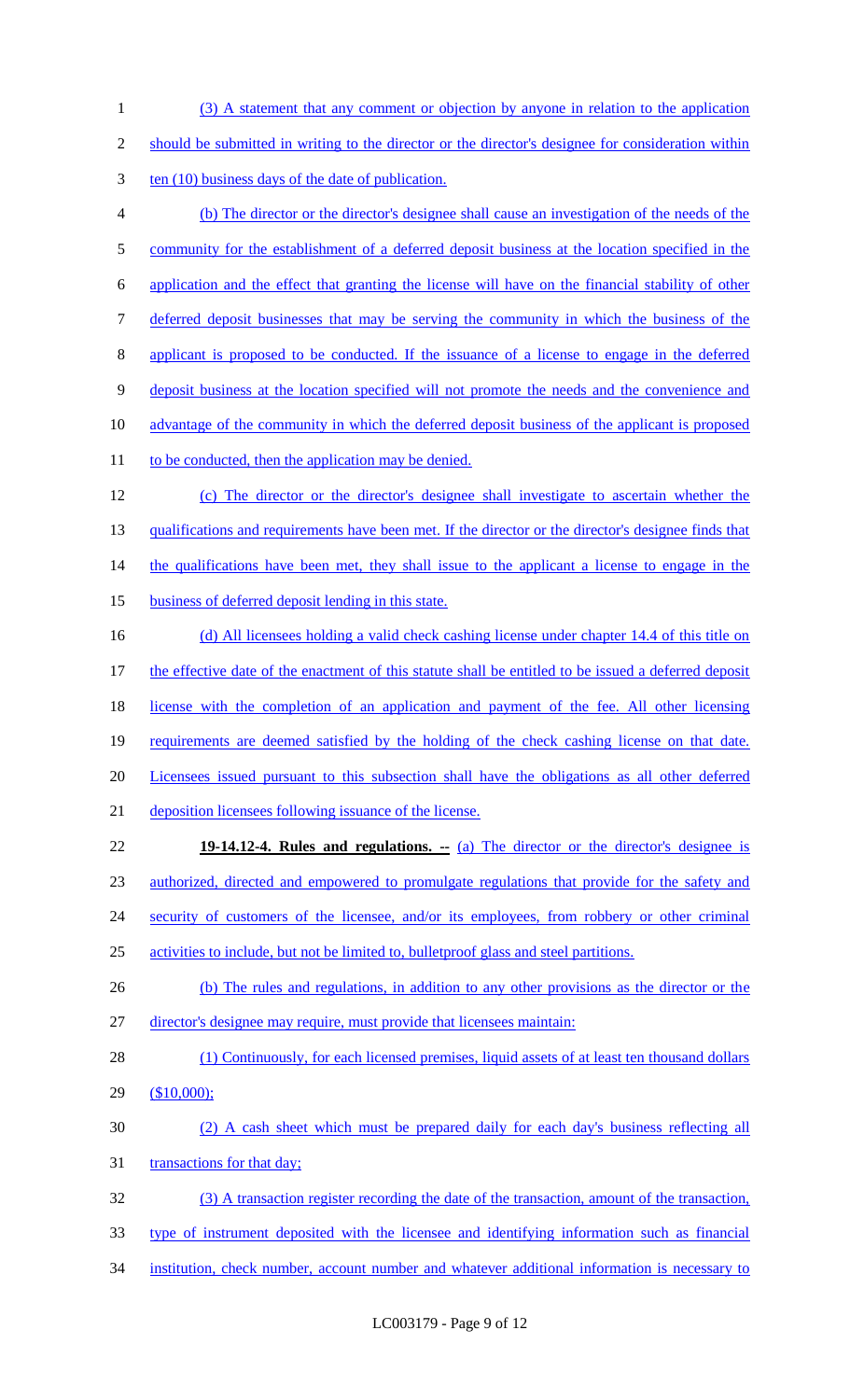(3) A statement that any comment or objection by anyone in relation to the application should be submitted in writing to the director or the director's designee for consideration within ten (10) business days of the date of publication.

(b) The director or the director's designee shall cause an investigation of the needs of the community for the establishment of a deferred deposit business at the location specified in the application and the effect that granting the license will have on the financial stability of other deferred deposit businesses that may be serving the community in which the business of the applicant is proposed to be conducted. If the issuance of a license to engage in the deferred deposit business at the location specified will not promote the needs and the convenience and advantage of the community in which the deferred deposit business of the applicant is proposed to be conducted, then the application may be denied.

(c) The director or the director's designee shall investigate to ascertain whether the qualifications and requirements have been met. If the director or the director's designee finds that the qualifications have been met, they shall issue to the applicant a license to engage in the business of deferred deposit lending in this state.

(d) All licensees holding a valid check cashing license under chapter 14.4 of this title on the effective date of the enactment of this statute shall be entitled to be issued a deferred deposit license with the completion of an application and payment of the fee. All other licensing requirements are deemed satisfied by the holding of the check cashing license on that date. Licensees issued pursuant to this subsection shall have the obligations as all other deferred deposition licensees following issuance of the license.

**19-14.12-4. Rules and regulations. --** (a) The director or the director's designee is authorized, directed and empowered to promulgate regulations that provide for the safety and security of customers of the licensee, and/or its employees, from robbery or other criminal activities to include, but not be limited to, bulletproof glass and steel partitions.

(b) The rules and regulations, in addition to any other provisions as the director or the director's designee may require, must provide that licensees maintain:

(1) Continuously, for each licensed premises, liquid assets of at least ten thousand dollars ($10,000);

(2) A cash sheet which must be prepared daily for each day's business reflecting all transactions for that day;

(3) A transaction register recording the date of the transaction, amount of the transaction, type of instrument deposited with the licensee and identifying information such as financial institution, check number, account number and whatever additional information is necessary to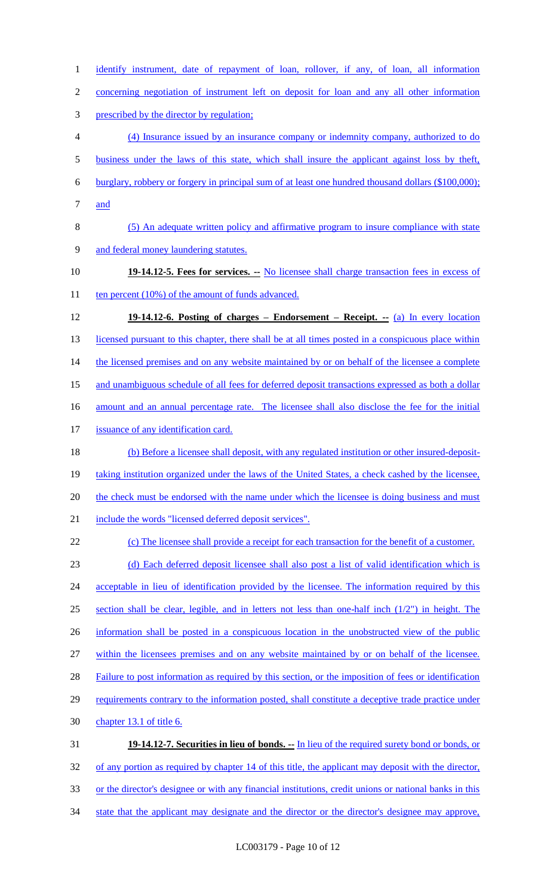identify instrument, date of repayment of loan, rollover, if any, of loan, all information concerning negotiation of instrument left on deposit for loan and any all other information prescribed by the director by regulation;

(4) Insurance issued by an insurance company or indemnity company, authorized to do business under the laws of this state, which shall insure the applicant against loss by theft, burglary, robbery or forgery in principal sum of at least one hundred thousand dollars ($100,000); and

(5) An adequate written policy and affirmative program to insure compliance with state and federal money laundering statutes.

**19-14.12-5. Fees for services. --** No licensee shall charge transaction fees in excess of ten percent (10%) of the amount of funds advanced.

**19-14.12-6. Posting of charges – Endorsement – Receipt. --** (a) In every location licensed pursuant to this chapter, there shall be at all times posted in a conspicuous place within the licensed premises and on any website maintained by or on behalf of the licensee a complete and unambiguous schedule of all fees for deferred deposit transactions expressed as both a dollar amount and an annual percentage rate. The licensee shall also disclose the fee for the initial issuance of any identification card.

(b) Before a licensee shall deposit, with any regulated institution or other insured-deposit-taking institution organized under the laws of the United States, a check cashed by the licensee, the check must be endorsed with the name under which the licensee is doing business and must include the words "licensed deferred deposit services".

(c) The licensee shall provide a receipt for each transaction for the benefit of a customer.

(d) Each deferred deposit licensee shall also post a list of valid identification which is acceptable in lieu of identification provided by the licensee. The information required by this section shall be clear, legible, and in letters not less than one-half inch (1/2") in height. The information shall be posted in a conspicuous location in the unobstructed view of the public within the licensees premises and on any website maintained by or on behalf of the licensee. Failure to post information as required by this section, or the imposition of fees or identification requirements contrary to the information posted, shall constitute a deceptive trade practice under chapter 13.1 of title 6.

**19-14.12-7. Securities in lieu of bonds. --** In lieu of the required surety bond or bonds, or of any portion as required by chapter 14 of this title, the applicant may deposit with the director, or the director's designee or with any financial institutions, credit unions or national banks in this state that the applicant may designate and the director or the director's designee may approve,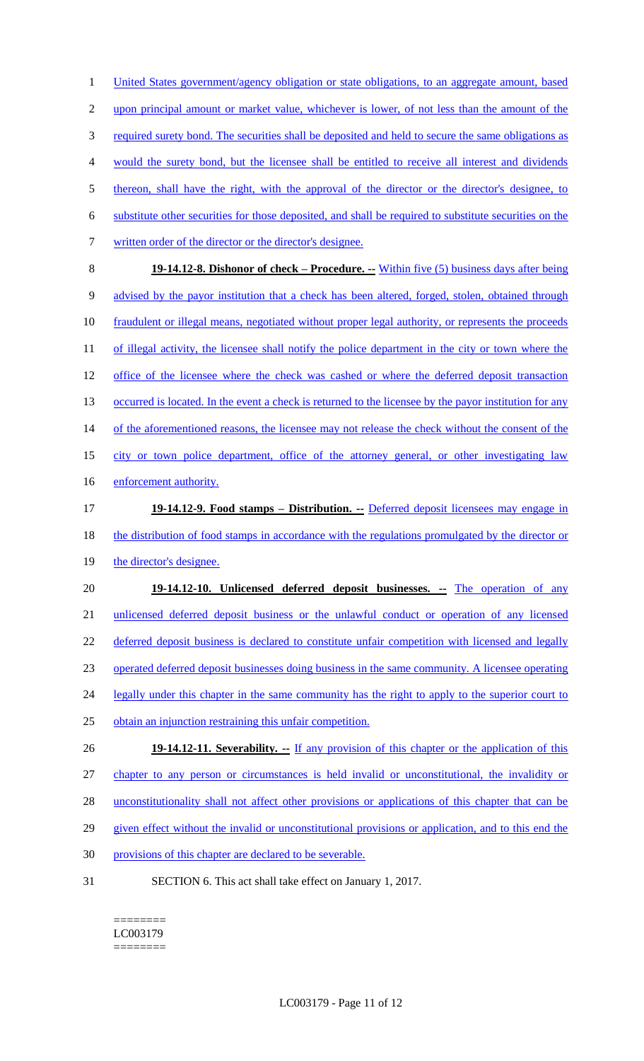United States government/agency obligation or state obligations, to an aggregate amount, based upon principal amount or market value, whichever is lower, of not less than the amount of the required surety bond. The securities shall be deposited and held to secure the same obligations as would the surety bond, but the licensee shall be entitled to receive all interest and dividends thereon, shall have the right, with the approval of the director or the director's designee, to substitute other securities for those deposited, and shall be required to substitute securities on the written order of the director or the director's designee.

**19-14.12-8. Dishonor of check – Procedure. --** Within five (5) business days after being advised by the payor institution that a check has been altered, forged, stolen, obtained through fraudulent or illegal means, negotiated without proper legal authority, or represents the proceeds of illegal activity, the licensee shall notify the police department in the city or town where the office of the licensee where the check was cashed or where the deferred deposit transaction occurred is located. In the event a check is returned to the licensee by the payor institution for any of the aforementioned reasons, the licensee may not release the check without the consent of the city or town police department, office of the attorney general, or other investigating law enforcement authority.

**19-14.12-9. Food stamps – Distribution. --** Deferred deposit licensees may engage in the distribution of food stamps in accordance with the regulations promulgated by the director or the director's designee.

**19-14.12-10. Unlicensed deferred deposit businesses. --** The operation of any unlicensed deferred deposit business or the unlawful conduct or operation of any licensed deferred deposit business is declared to constitute unfair competition with licensed and legally operated deferred deposit businesses doing business in the same community. A licensee operating legally under this chapter in the same community has the right to apply to the superior court to obtain an injunction restraining this unfair competition.

**19-14.12-11. Severability. --** If any provision of this chapter or the application of this chapter to any person or circumstances is held invalid or unconstitutional, the invalidity or unconstitutionality shall not affect other provisions or applications of this chapter that can be given effect without the invalid or unconstitutional provisions or application, and to this end the provisions of this chapter are declared to be severable.

SECTION 6. This act shall take effect on January 1, 2017.

========
LC003179
========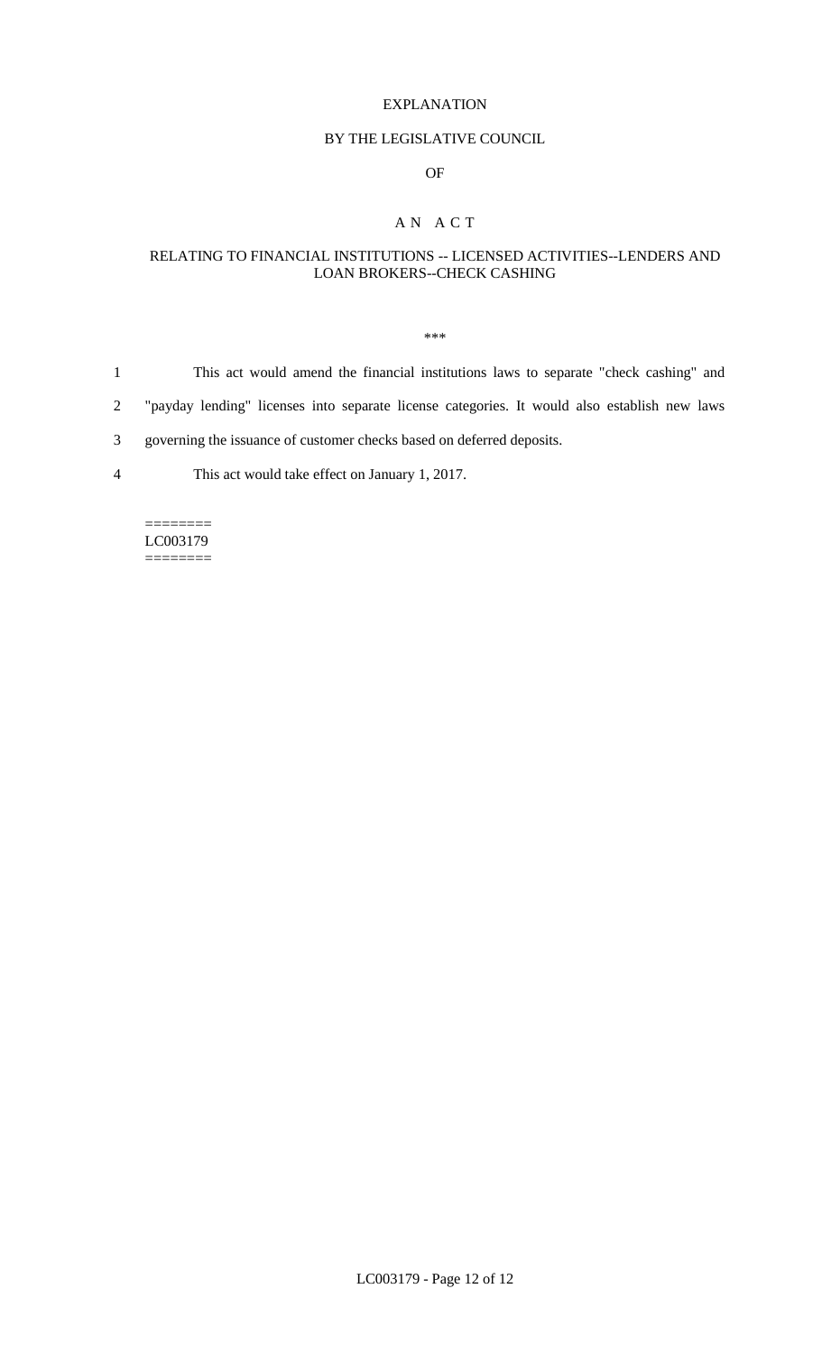EXPLANATION

BY THE LEGISLATIVE COUNCIL

OF

A N A C T

RELATING TO FINANCIAL INSTITUTIONS -- LICENSED ACTIVITIES--LENDERS AND LOAN BROKERS--CHECK CASHING

\*\*\*

1 This act would amend the financial institutions laws to separate "check cashing" and
2 "payday lending" licenses into separate license categories. It would also establish new laws
3 governing the issuance of customer checks based on deferred deposits.
4 This act would take effect on January 1, 2017.

========
LC003179
========